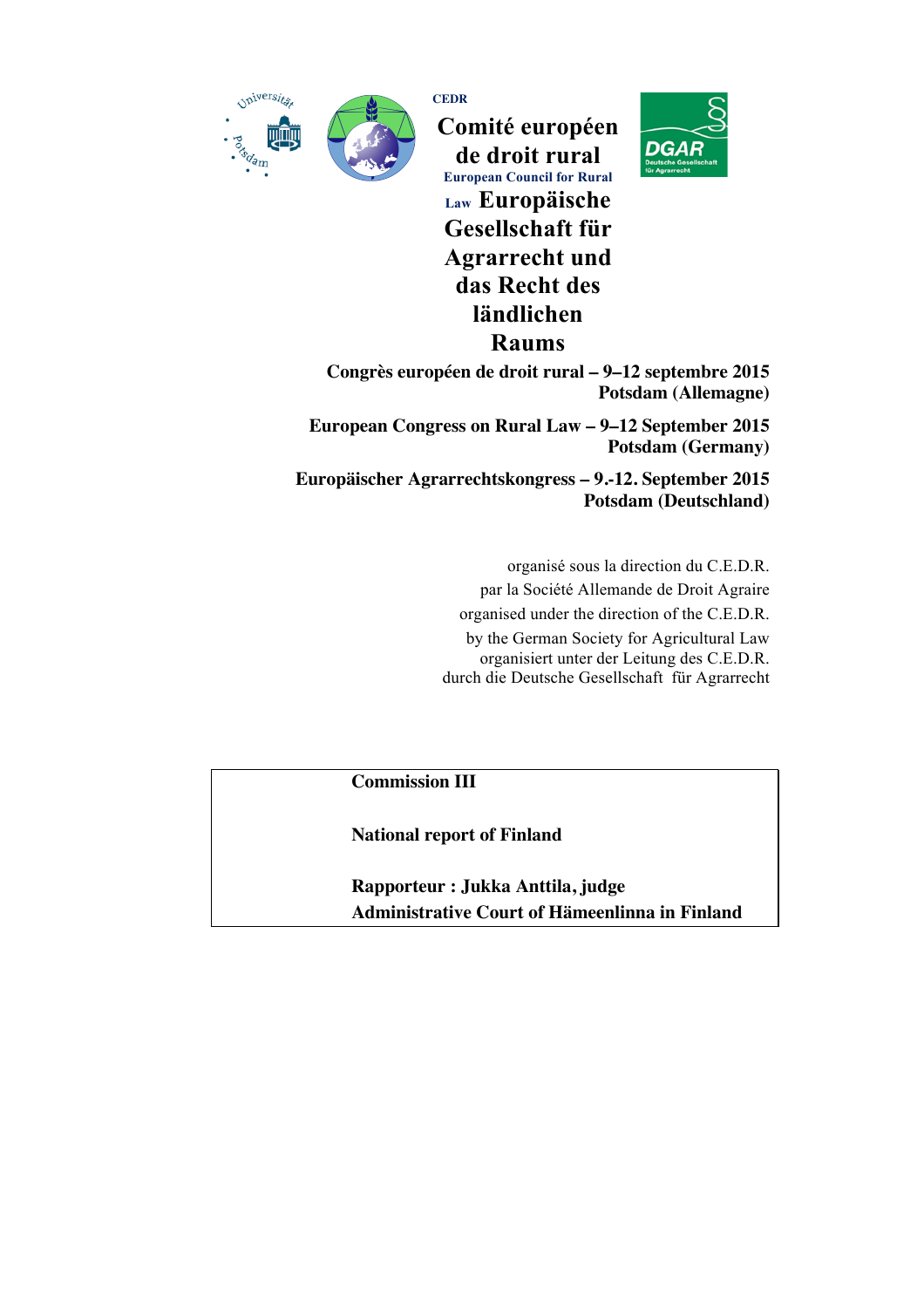CEDR

# Comité européen de droit rural

European Council for Rural Law

# Europäische Gesellschaft für Agrarrecht und das Recht des ländlichen Raums

**Congrès européen de droit rural – 9–12 septembre 2015**
**Potsdam (Allemagne)**

**European Congress on Rural Law – 9–12 September 2015**
**Potsdam (Germany)**

**Europäischer Agrarrechtskongress – 9.-12. September 2015**
**Potsdam (Deutschland)**

organisé sous la direction du C.E.D.R.
par la Société Allemande de Droit Agraire
organised under the direction of the C.E.D.R.
by the German Society for Agricultural Law
organisiert unter der Leitung des C.E.D.R.
durch die Deutsche Gesellschaft für Agrarrecht

**Commission III**

**National report of Finland**

**Rapporteur : Jukka Anttila, judge**
**Administrative Court of Hämeenlinna in Finland**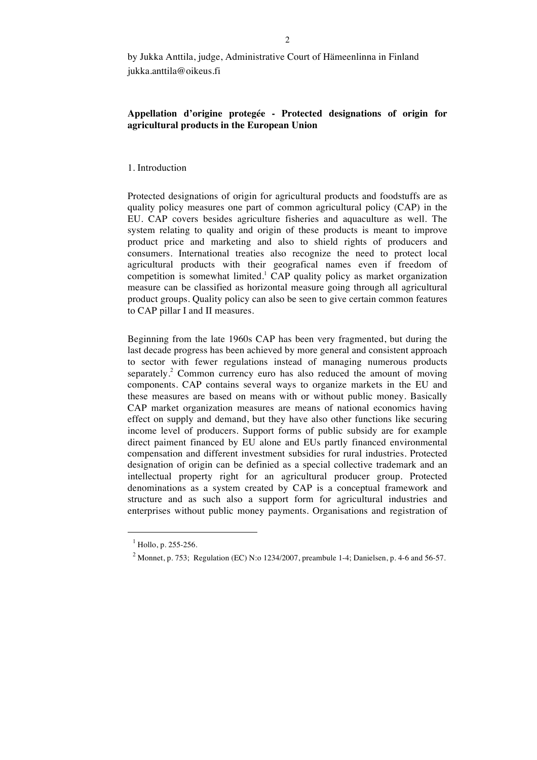by Jukka Anttila, judge, Administrative Court of Hämeenlinna in Finland
jukka.anttila@oikeus.fi

**Appellation d'origine protegée - Protected designations of origin for agricultural products in the European Union**

1. Introduction

Protected designations of origin for agricultural products and foodstuffs are as quality policy measures one part of common agricultural policy (CAP) in the EU. CAP covers besides agriculture fisheries and aquaculture as well. The system relating to quality and origin of these products is meant to improve product price and marketing and also to shield rights of producers and consumers. International treaties also recognize the need to protect local agricultural products with their geografical names even if freedom of competition is somewhat limited.[1] CAP quality policy as market organization measure can be classified as horizontal measure going through all agricultural product groups. Quality policy can also be seen to give certain common features to CAP pillar I and II measures.

Beginning from the late 1960s CAP has been very fragmented, but during the last decade progress has been achieved by more general and consistent approach to sector with fewer regulations instead of managing numerous products separately.[2] Common currency euro has also reduced the amount of moving components. CAP contains several ways to organize markets in the EU and these measures are based on means with or without public money. Basically CAP market organization measures are means of national economics having effect on supply and demand, but they have also other functions like securing income level of producers. Support forms of public subsidy are for example direct paiment financed by EU alone and EUs partly financed environmental compensation and different investment subsidies for rural industries. Protected designation of origin can be definied as a special collective trademark and an intellectual property right for an agricultural producer group. Protected denominations as a system created by CAP is a conceptual framework and structure and as such also a support form for agricultural industries and enterprises without public money payments. Organisations and registration of

[1] Hollo, p. 255-256.

[2] Monnet, p. 753; Regulation (EC) N:o 1234/2007, preambule 1-4; Danielsen, p. 4-6 and 56-57.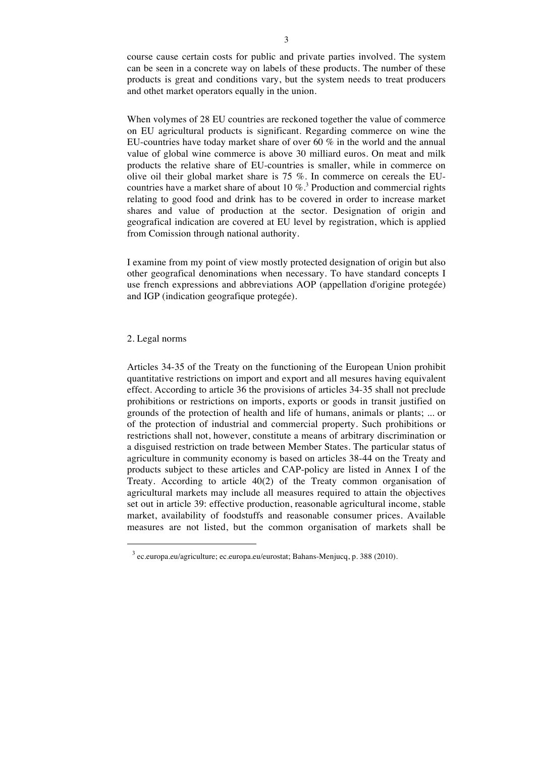course cause certain costs for public and private parties involved. The system can be seen in a concrete way on labels of these products. The number of these products is great and conditions vary, but the system needs to treat producers and othet market operators equally in the union.

When volymes of 28 EU countries are reckoned together the value of commerce on EU agricultural products is significant. Regarding commerce on wine the EU-countries have today market share of over 60 % in the world and the annual value of global wine commerce is above 30 milliard euros. On meat and milk products the relative share of EU-countries is smaller, while in commerce on olive oil their global market share is 75 %. In commerce on cereals the EU-countries have a market share of about 10 %.[3] Production and commercial rights relating to good food and drink has to be covered in order to increase market shares and value of production at the sector. Designation of origin and geografical indication are covered at EU level by registration, which is applied from Comission through national authority.

I examine from my point of view mostly protected designation of origin but also other geografical denominations when necessary. To have standard concepts I use french expressions and abbreviations AOP (appellation d'origine protegée) and IGP (indication geografique protegée).

## 2. Legal norms

Articles 34-35 of the Treaty on the functioning of the European Union prohibit quantitative restrictions on import and export and all mesures having equivalent effect. According to article 36 the provisions of articles 34-35 shall not preclude prohibitions or restrictions on imports, exports or goods in transit justified on grounds of the protection of health and life of humans, animals or plants; ... or of the protection of industrial and commercial property. Such prohibitions or restrictions shall not, however, constitute a means of arbitrary discrimination or a disguised restriction on trade between Member States. The particular status of agriculture in community economy is based on articles 38-44 on the Treaty and products subject to these articles and CAP-policy are listed in Annex I of the Treaty. According to article 40(2) of the Treaty common organisation of agricultural markets may include all measures required to attain the objectives set out in article 39: effective production, reasonable agricultural income, stable market, availability of foodstuffs and reasonable consumer prices. Available measures are not listed, but the common organisation of markets shall be

[3] ec.europa.eu/agriculture; ec.europa.eu/eurostat; Bahans-Menjucq, p. 388 (2010).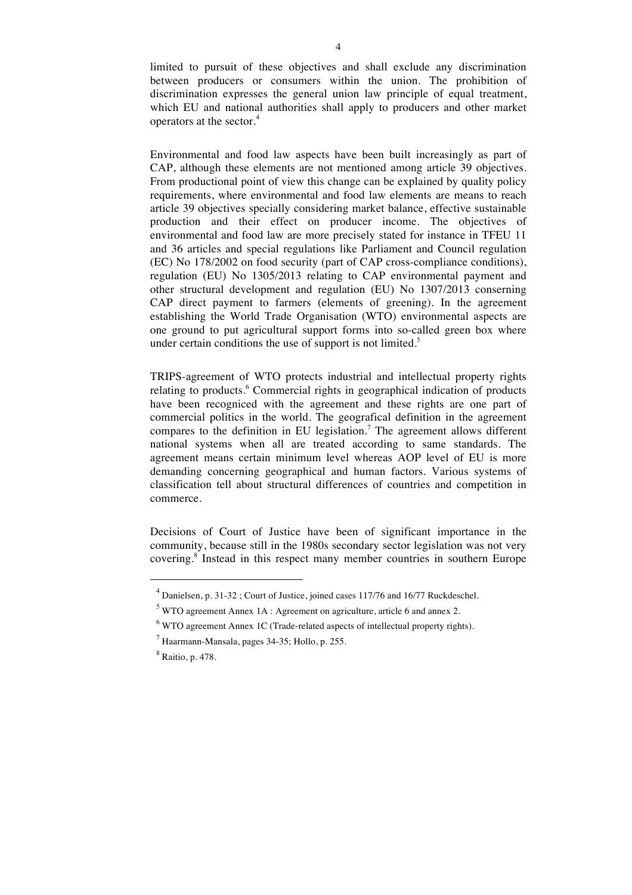limited to pursuit of these objectives and shall exclude any discrimination between producers or consumers within the union. The prohibition of discrimination expresses the general union law principle of equal treatment, which EU and national authorities shall apply to producers and other market operators at the sector.[4]

Environmental and food law aspects have been built increasingly as part of CAP, although these elements are not mentioned among article 39 objectives. From productional point of view this change can be explained by quality policy requirements, where environmental and food law elements are means to reach article 39 objectives specially considering market balance, effective sustainable production and their effect on producer income. The objectives of environmental and food law are more precisely stated for instance in TFEU 11 and 36 articles and special regulations like Parliament and Council regulation (EC) No 178/2002 on food security (part of CAP cross-compliance conditions), regulation (EU) No 1305/2013 relating to CAP environmental payment and other structural development and regulation (EU) No 1307/2013 conserning CAP direct payment to farmers (elements of greening). In the agreement establishing the World Trade Organisation (WTO) environmental aspects are one ground to put agricultural support forms into so-called green box where under certain conditions the use of support is not limited.[5]

TRIPS-agreement of WTO protects industrial and intellectual property rights relating to products.[6] Commercial rights in geographical indication of products have been recogniced with the agreement and these rights are one part of commercial politics in the world. The geografical definition in the agreement compares to the definition in EU legislation.[7] The agreement allows different national systems when all are treated according to same standards. The agreement means certain minimum level whereas AOP level of EU is more demanding concerning geographical and human factors. Various systems of classification tell about structural differences of countries and competition in commerce.

Decisions of Court of Justice have been of significant importance in the community, because still in the 1980s secondary sector legislation was not very covering.[8] Instead in this respect many member countries in southern Europe

---

[4] Danielsen, p. 31-32 ; Court of Justice, joined cases 117/76 and 16/77 Ruckdeschel.

[5] WTO agreement Annex 1A : Agreement on agriculture, article 6 and annex 2.

[6] WTO agreement Annex 1C (Trade-related aspects of intellectual property rights).

[7] Haarmann-Mansala, pages 34-35; Hollo, p. 255.

[8] Raitio, p. 478.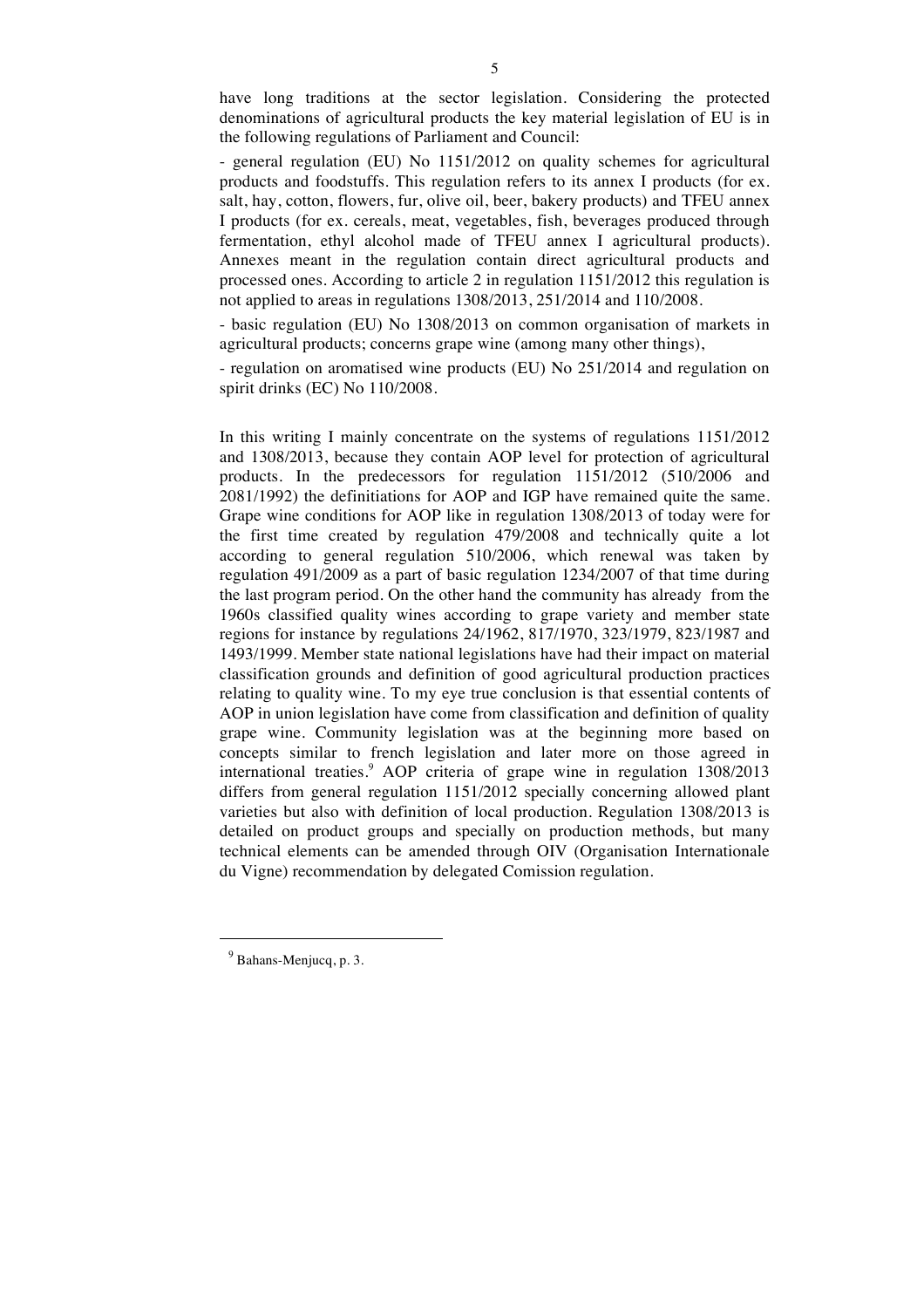have long traditions at the sector legislation. Considering the protected denominations of agricultural products the key material legislation of EU is in the following regulations of Parliament and Council:

- general regulation (EU) No 1151/2012 on quality schemes for agricultural products and foodstuffs. This regulation refers to its annex I products (for ex. salt, hay, cotton, flowers, fur, olive oil, beer, bakery products) and TFEU annex I products (for ex. cereals, meat, vegetables, fish, beverages produced through fermentation, ethyl alcohol made of TFEU annex I agricultural products). Annexes meant in the regulation contain direct agricultural products and processed ones. According to article 2 in regulation 1151/2012 this regulation is not applied to areas in regulations 1308/2013, 251/2014 and 110/2008.

- basic regulation (EU) No 1308/2013 on common organisation of markets in agricultural products; concerns grape wine (among many other things),

- regulation on aromatised wine products (EU) No 251/2014 and regulation on spirit drinks (EC) No 110/2008.

In this writing I mainly concentrate on the systems of regulations 1151/2012 and 1308/2013, because they contain AOP level for protection of agricultural products. In the predecessors for regulation 1151/2012 (510/2006 and 2081/1992) the definitiations for AOP and IGP have remained quite the same. Grape wine conditions for AOP like in regulation 1308/2013 of today were for the first time created by regulation 479/2008 and technically quite a lot according to general regulation 510/2006, which renewal was taken by regulation 491/2009 as a part of basic regulation 1234/2007 of that time during the last program period. On the other hand the community has already from the 1960s classified quality wines according to grape variety and member state regions for instance by regulations 24/1962, 817/1970, 323/1979, 823/1987 and 1493/1999. Member state national legislations have had their impact on material classification grounds and definition of good agricultural production practices relating to quality wine. To my eye true conclusion is that essential contents of AOP in union legislation have come from classification and definition of quality grape wine. Community legislation was at the beginning more based on concepts similar to french legislation and later more on those agreed in international treaties.[9] AOP criteria of grape wine in regulation 1308/2013 differs from general regulation 1151/2012 specially concerning allowed plant varieties but also with definition of local production. Regulation 1308/2013 is detailed on product groups and specially on production methods, but many technical elements can be amended through OIV (Organisation Internationale du Vigne) recommendation by delegated Comission regulation.

[9] Bahans-Menjucq, p. 3.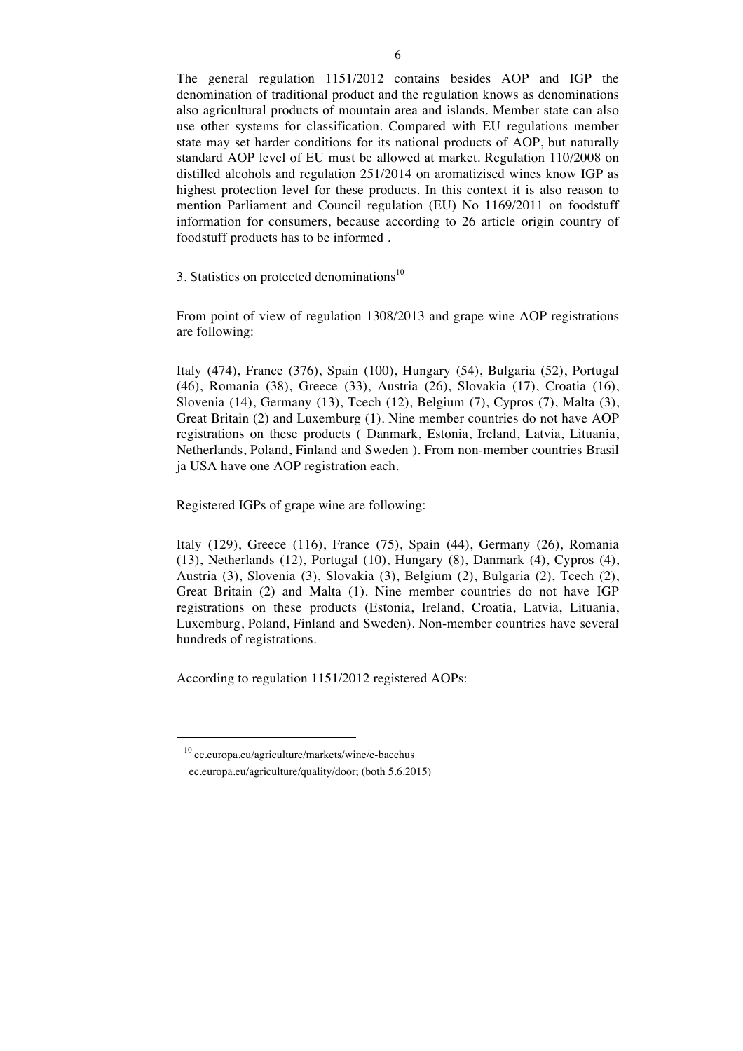The general regulation 1151/2012 contains besides AOP and IGP the denomination of traditional product and the regulation knows as denominations also agricultural products of mountain area and islands. Member state can also use other systems for classification. Compared with EU regulations member state may set harder conditions for its national products of AOP, but naturally standard AOP level of EU must be allowed at market. Regulation 110/2008 on distilled alcohols and regulation 251/2014 on aromatizised wines know IGP as highest protection level for these products. In this context it is also reason to mention Parliament and Council regulation (EU) No 1169/2011 on foodstuff information for consumers, because according to 26 article origin country of foodstuff products has to be informed .

## 3. Statistics on protected denominations[10]

From point of view of regulation 1308/2013 and grape wine AOP registrations are following:

Italy (474), France (376), Spain (100), Hungary (54), Bulgaria (52), Portugal (46), Romania (38), Greece (33), Austria (26), Slovakia (17), Croatia (16), Slovenia (14), Germany (13), Tcech (12), Belgium (7), Cypros (7), Malta (3), Great Britain (2) and Luxemburg (1). Nine member countries do not have AOP registrations on these products ( Danmark, Estonia, Ireland, Latvia, Lituania, Netherlands, Poland, Finland and Sweden ). From non-member countries Brasil ja USA have one AOP registration each.

Registered IGPs of grape wine are following:

Italy (129), Greece (116), France (75), Spain (44), Germany (26), Romania (13), Netherlands (12), Portugal (10), Hungary (8), Danmark (4), Cypros (4), Austria (3), Slovenia (3), Slovakia (3), Belgium (2), Bulgaria (2), Tcech (2), Great Britain (2) and Malta (1). Nine member countries do not have IGP registrations on these products (Estonia, Ireland, Croatia, Latvia, Lituania, Luxemburg, Poland, Finland and Sweden). Non-member countries have several hundreds of registrations.

According to regulation 1151/2012 registered AOPs:

---

[10] ec.europa.eu/agriculture/markets/wine/e-bacchus
ec.europa.eu/agriculture/quality/door; (both 5.6.2015)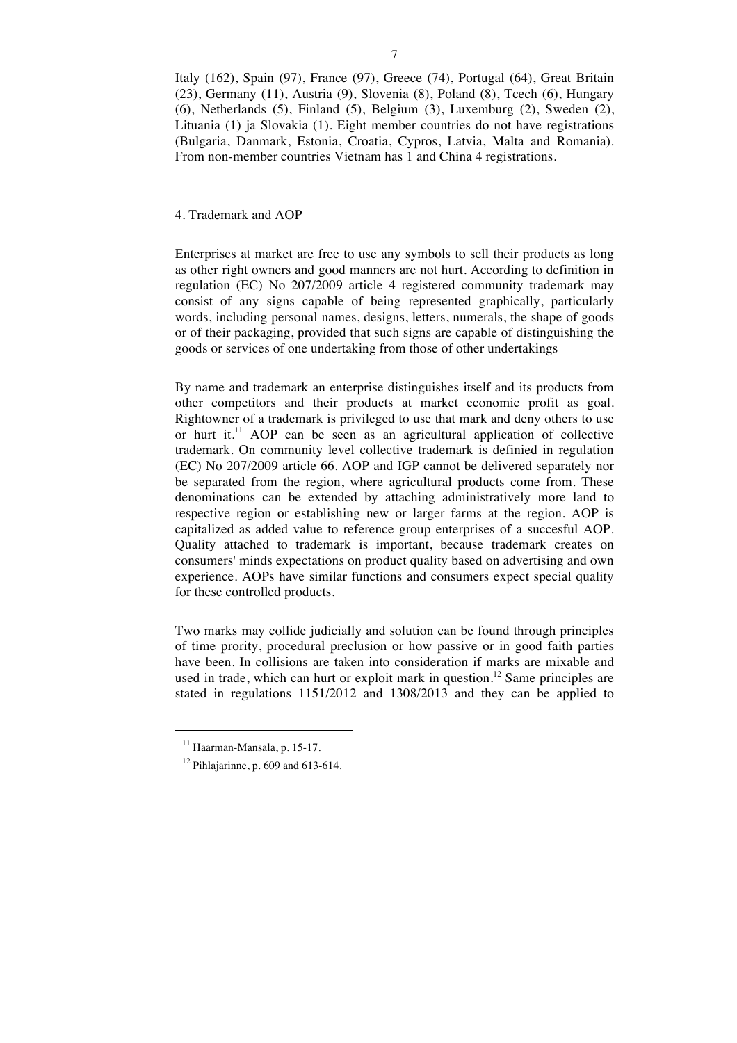Italy (162), Spain (97), France (97), Greece (74), Portugal (64), Great Britain (23), Germany (11), Austria (9), Slovenia (8), Poland (8), Tcech (6), Hungary (6), Netherlands (5), Finland (5), Belgium (3), Luxemburg (2), Sweden (2), Lituania (1) ja Slovakia (1). Eight member countries do not have registrations (Bulgaria, Danmark, Estonia, Croatia, Cypros, Latvia, Malta and Romania). From non-member countries Vietnam has 1 and China 4 registrations.

## 4. Trademark and AOP

Enterprises at market are free to use any symbols to sell their products as long as other right owners and good manners are not hurt. According to definition in regulation (EC) No 207/2009 article 4 registered community trademark may consist of any signs capable of being represented graphically, particularly words, including personal names, designs, letters, numerals, the shape of goods or of their packaging, provided that such signs are capable of distinguishing the goods or services of one undertaking from those of other undertakings

By name and trademark an enterprise distinguishes itself and its products from other competitors and their products at market economic profit as goal. Rightowner of a trademark is privileged to use that mark and deny others to use or hurt it.[11] AOP can be seen as an agricultural application of collective trademark. On community level collective trademark is definied in regulation (EC) No 207/2009 article 66. AOP and IGP cannot be delivered separately nor be separated from the region, where agricultural products come from. These denominations can be extended by attaching administratively more land to respective region or establishing new or larger farms at the region. AOP is capitalized as added value to reference group enterprises of a succesful AOP. Quality attached to trademark is important, because trademark creates on consumers' minds expectations on product quality based on advertising and own experience. AOPs have similar functions and consumers expect special quality for these controlled products.

Two marks may collide judicially and solution can be found through principles of time prority, procedural preclusion or how passive or in good faith parties have been. In collisions are taken into consideration if marks are mixable and used in trade, which can hurt or exploit mark in question.[12] Same principles are stated in regulations 1151/2012 and 1308/2013 and they can be applied to

---

[11] Haarman-Mansala, p. 15-17.

[12] Pihlajarinne, p. 609 and 613-614.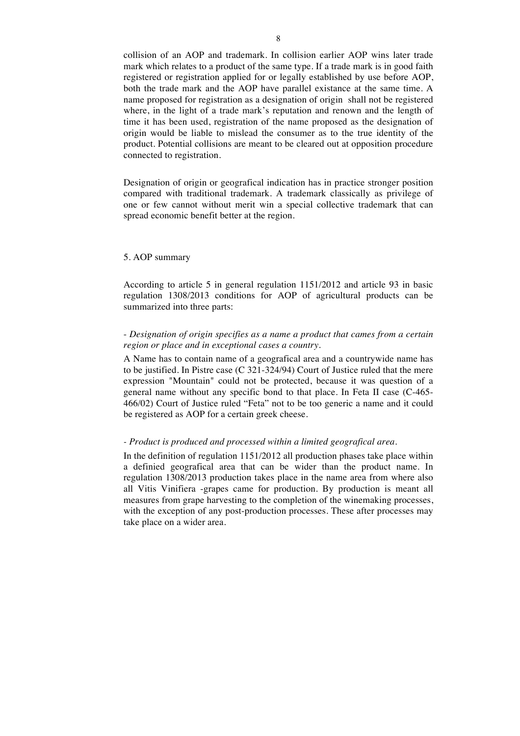collision of an AOP and trademark. In collision earlier AOP wins later trade mark which relates to a product of the same type. If a trade mark is in good faith registered or registration applied for or legally established by use before AOP, both the trade mark and the AOP have parallel existance at the same time. A name proposed for registration as a designation of origin shall not be registered where, in the light of a trade mark's reputation and renown and the length of time it has been used, registration of the name proposed as the designation of origin would be liable to mislead the consumer as to the true identity of the product. Potential collisions are meant to be cleared out at opposition procedure connected to registration.

Designation of origin or geografical indication has in practice stronger position compared with traditional trademark. A trademark classically as privilege of one or few cannot without merit win a special collective trademark that can spread economic benefit better at the region.

## 5. AOP summary

According to article 5 in general regulation 1151/2012 and article 93 in basic regulation 1308/2013 conditions for AOP of agricultural products can be summarized into three parts:

*- Designation of origin specifies as a name a product that cames from a certain region or place and in exceptional cases a country.*

A Name has to contain name of a geografical area and a countrywide name has to be justified. In Pistre case (C 321-324/94) Court of Justice ruled that the mere expression "Mountain" could not be protected, because it was question of a general name without any specific bond to that place. In Feta II case (C-465-466/02) Court of Justice ruled "Feta" not to be too generic a name and it could be registered as AOP for a certain greek cheese.

*- Product is produced and processed within a limited geografical area.*

In the definition of regulation 1151/2012 all production phases take place within a definied geografical area that can be wider than the product name. In regulation 1308/2013 production takes place in the name area from where also all Vitis Vinifiera -grapes came for production. By production is meant all measures from grape harvesting to the completion of the winemaking processes, with the exception of any post-production processes. These after processes may take place on a wider area.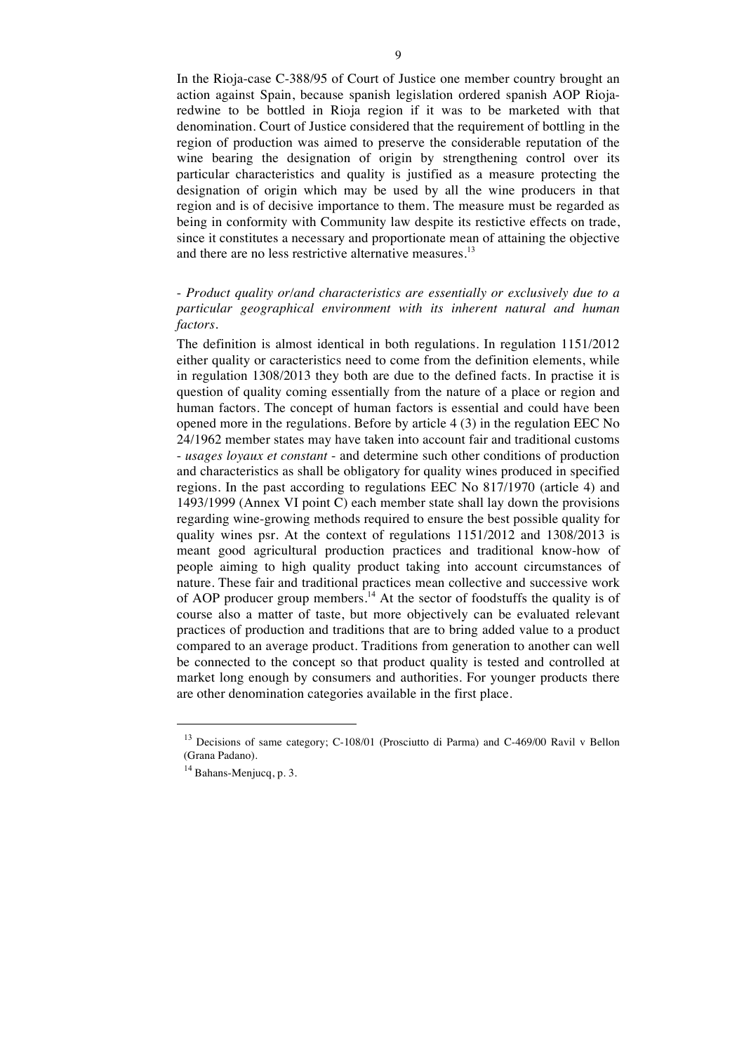In the Rioja-case C-388/95 of Court of Justice one member country brought an action against Spain, because spanish legislation ordered spanish AOP Rioja-redwine to be bottled in Rioja region if it was to be marketed with that denomination. Court of Justice considered that the requirement of bottling in the region of production was aimed to preserve the considerable reputation of the wine bearing the designation of origin by strengthening control over its particular characteristics and quality is justified as a measure protecting the designation of origin which may be used by all the wine producers in that region and is of decisive importance to them. The measure must be regarded as being in conformity with Community law despite its restictive effects on trade, since it constitutes a necessary and proportionate mean of attaining the objective and there are no less restrictive alternative measures.[13]

*- Product quality or/and characteristics are essentially or exclusively due to a particular geographical environment with its inherent natural and human factors.*

The definition is almost identical in both regulations. In regulation 1151/2012 either quality or caracteristics need to come from the definition elements, while in regulation 1308/2013 they both are due to the defined facts. In practise it is question of quality coming essentially from the nature of a place or region and human factors. The concept of human factors is essential and could have been opened more in the regulations. Before by article 4 (3) in the regulation EEC No 24/1962 member states may have taken into account fair and traditional customs - *usages loyaux et constant* - and determine such other conditions of production and characteristics as shall be obligatory for quality wines produced in specified regions. In the past according to regulations EEC No 817/1970 (article 4) and 1493/1999 (Annex VI point C) each member state shall lay down the provisions regarding wine-growing methods required to ensure the best possible quality for quality wines psr. At the context of regulations 1151/2012 and 1308/2013 is meant good agricultural production practices and traditional know-how of people aiming to high quality product taking into account circumstances of nature. These fair and traditional practices mean collective and successive work of AOP producer group members.[14] At the sector of foodstuffs the quality is of course also a matter of taste, but more objectively can be evaluated relevant practices of production and traditions that are to bring added value to a product compared to an average product. Traditions from generation to another can well be connected to the concept so that product quality is tested and controlled at market long enough by consumers and authorities. For younger products there are other denomination categories available in the first place.

---

[13] Decisions of same category; C-108/01 (Prosciutto di Parma) and C-469/00 Ravil v Bellon (Grana Padano).

[14] Bahans-Menjucq, p. 3.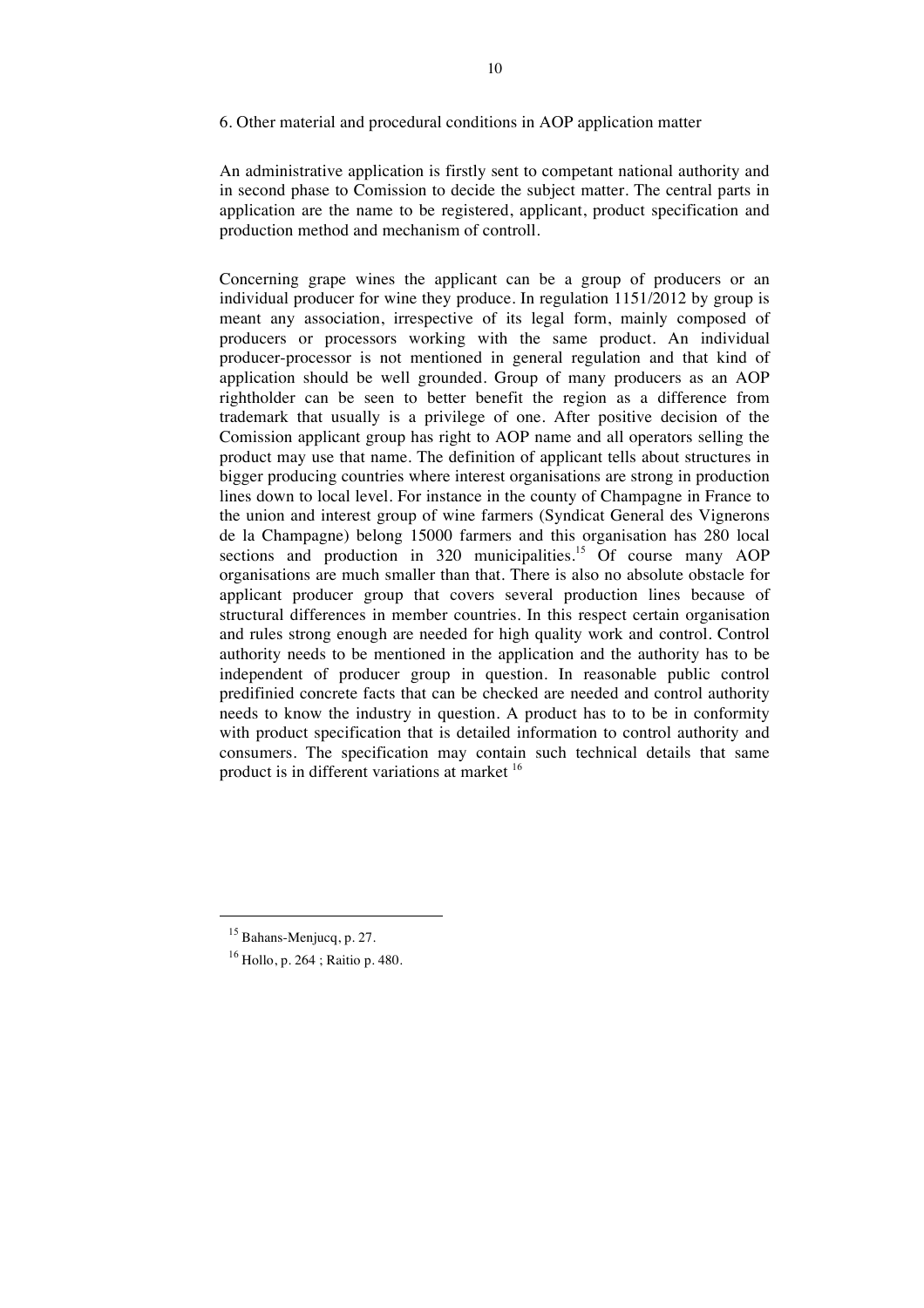## 6. Other material and procedural conditions in AOP application matter

An administrative application is firstly sent to competant national authority and in second phase to Comission to decide the subject matter. The central parts in application are the name to be registered, applicant, product specification and production method and mechanism of controll.

Concerning grape wines the applicant can be a group of producers or an individual producer for wine they produce. In regulation 1151/2012 by group is meant any association, irrespective of its legal form, mainly composed of producers or processors working with the same product. An individual producer-processor is not mentioned in general regulation and that kind of application should be well grounded. Group of many producers as an AOP rightholder can be seen to better benefit the region as a difference from trademark that usually is a privilege of one. After positive decision of the Comission applicant group has right to AOP name and all operators selling the product may use that name. The definition of applicant tells about structures in bigger producing countries where interest organisations are strong in production lines down to local level. For instance in the county of Champagne in France to the union and interest group of wine farmers (Syndicat General des Vignerons de la Champagne) belong 15000 farmers and this organisation has 280 local sections and production in 320 municipalities.[15] Of course many AOP organisations are much smaller than that. There is also no absolute obstacle for applicant producer group that covers several production lines because of structural differences in member countries. In this respect certain organisation and rules strong enough are needed for high quality work and control. Control authority needs to be mentioned in the application and the authority has to be independent of producer group in question. In reasonable public control predifinied concrete facts that can be checked are needed and control authority needs to know the industry in question. A product has to to be in conformity with product specification that is detailed information to control authority and consumers. The specification may contain such technical details that same product is in different variations at market [16]

---

[15] Bahans-Menjucq, p. 27.

[16] Hollo, p. 264 ; Raitio p. 480.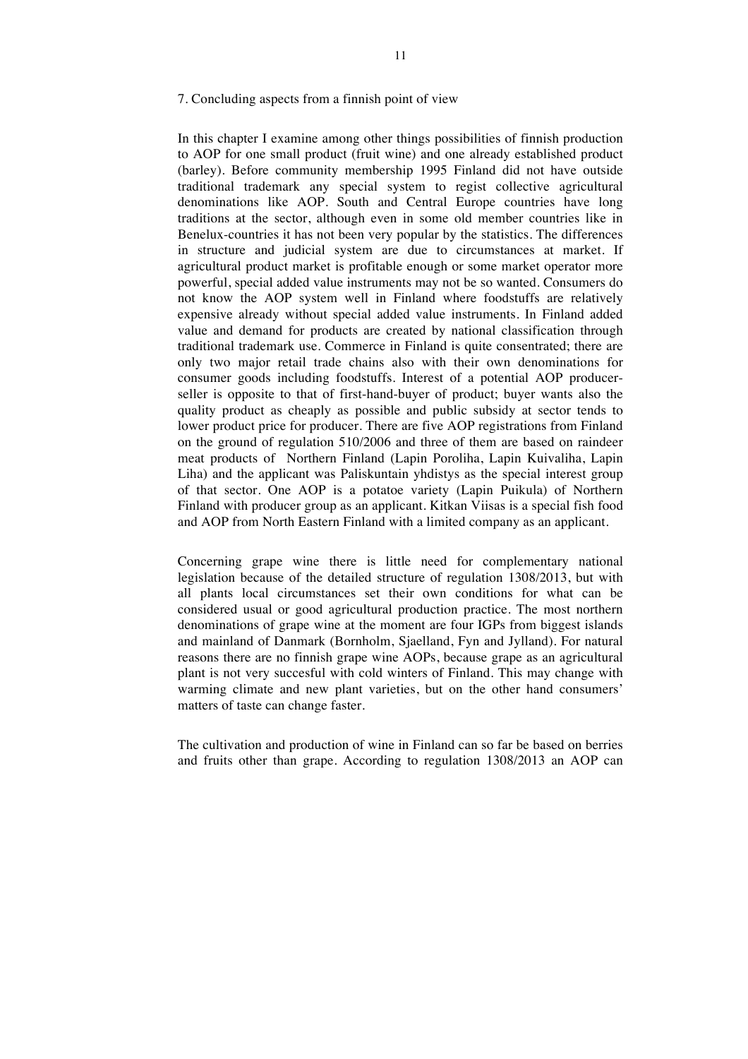## 7. Concluding aspects from a finnish point of view

In this chapter I examine among other things possibilities of finnish production to AOP for one small product (fruit wine) and one already established product (barley). Before community membership 1995 Finland did not have outside traditional trademark any special system to regist collective agricultural denominations like AOP. South and Central Europe countries have long traditions at the sector, although even in some old member countries like in Benelux-countries it has not been very popular by the statistics. The differences in structure and judicial system are due to circumstances at market. If agricultural product market is profitable enough or some market operator more powerful, special added value instruments may not be so wanted. Consumers do not know the AOP system well in Finland where foodstuffs are relatively expensive already without special added value instruments. In Finland added value and demand for products are created by national classification through traditional trademark use. Commerce in Finland is quite consentrated; there are only two major retail trade chains also with their own denominations for consumer goods including foodstuffs. Interest of a potential AOP producer-seller is opposite to that of first-hand-buyer of product; buyer wants also the quality product as cheaply as possible and public subsidy at sector tends to lower product price for producer. There are five AOP registrations from Finland on the ground of regulation 510/2006 and three of them are based on raindeer meat products of Northern Finland (Lapin Poroliha, Lapin Kuivaliha, Lapin Liha) and the applicant was Paliskuntain yhdistys as the special interest group of that sector. One AOP is a potatoe variety (Lapin Puikula) of Northern Finland with producer group as an applicant. Kitkan Viisas is a special fish food and AOP from North Eastern Finland with a limited company as an applicant.

Concerning grape wine there is little need for complementary national legislation because of the detailed structure of regulation 1308/2013, but with all plants local circumstances set their own conditions for what can be considered usual or good agricultural production practice. The most northern denominations of grape wine at the moment are four IGPs from biggest islands and mainland of Danmark (Bornholm, Sjaelland, Fyn and Jylland). For natural reasons there are no finnish grape wine AOPs, because grape as an agricultural plant is not very succesful with cold winters of Finland. This may change with warming climate and new plant varieties, but on the other hand consumers' matters of taste can change faster.

The cultivation and production of wine in Finland can so far be based on berries and fruits other than grape. According to regulation 1308/2013 an AOP can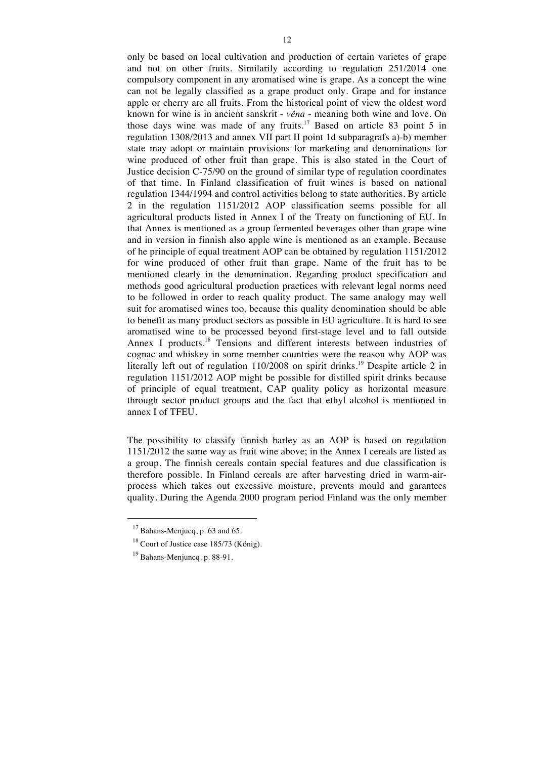only be based on local cultivation and production of certain varietes of grape and not on other fruits. Similarily according to regulation 251/2014 one compulsory component in any aromatised wine is grape. As a concept the wine can not be legally classified as a grape product only. Grape and for instance apple or cherry are all fruits. From the historical point of view the oldest word known for wine is in ancient sanskrit - *vêna* - meaning both wine and love. On those days wine was made of any fruits.[17] Based on article 83 point 5 in regulation 1308/2013 and annex VII part II point 1d subparagrafs a)-b) member state may adopt or maintain provisions for marketing and denominations for wine produced of other fruit than grape. This is also stated in the Court of Justice decision C-75/90 on the ground of similar type of regulation coordinates of that time. In Finland classification of fruit wines is based on national regulation 1344/1994 and control activities belong to state authorities. By article 2 in the regulation 1151/2012 AOP classification seems possible for all agricultural products listed in Annex I of the Treaty on functioning of EU. In that Annex is mentioned as a group fermented beverages other than grape wine and in version in finnish also apple wine is mentioned as an example. Because of he principle of equal treatment AOP can be obtained by regulation 1151/2012 for wine produced of other fruit than grape. Name of the fruit has to be mentioned clearly in the denomination. Regarding product specification and methods good agricultural production practices with relevant legal norms need to be followed in order to reach quality product. The same analogy may well suit for aromatised wines too, because this quality denomination should be able to benefit as many product sectors as possible in EU agriculture. It is hard to see aromatised wine to be processed beyond first-stage level and to fall outside Annex I products.[18] Tensions and different interests between industries of cognac and whiskey in some member countries were the reason why AOP was literally left out of regulation 110/2008 on spirit drinks.[19] Despite article 2 in regulation 1151/2012 AOP might be possible for distilled spirit drinks because of principle of equal treatment, CAP quality policy as horizontal measure through sector product groups and the fact that ethyl alcohol is mentioned in annex I of TFEU.

The possibility to classify finnish barley as an AOP is based on regulation 1151/2012 the same way as fruit wine above; in the Annex I cereals are listed as a group. The finnish cereals contain special features and due classification is therefore possible. In Finland cereals are after harvesting dried in warm-air-process which takes out excessive moisture, prevents mould and garantees quality. During the Agenda 2000 program period Finland was the only member

---

[17] Bahans-Menjucq, p. 63 and 65.

[18] Court of Justice case 185/73 (König).

[19] Bahans-Menjuncq. p. 88-91.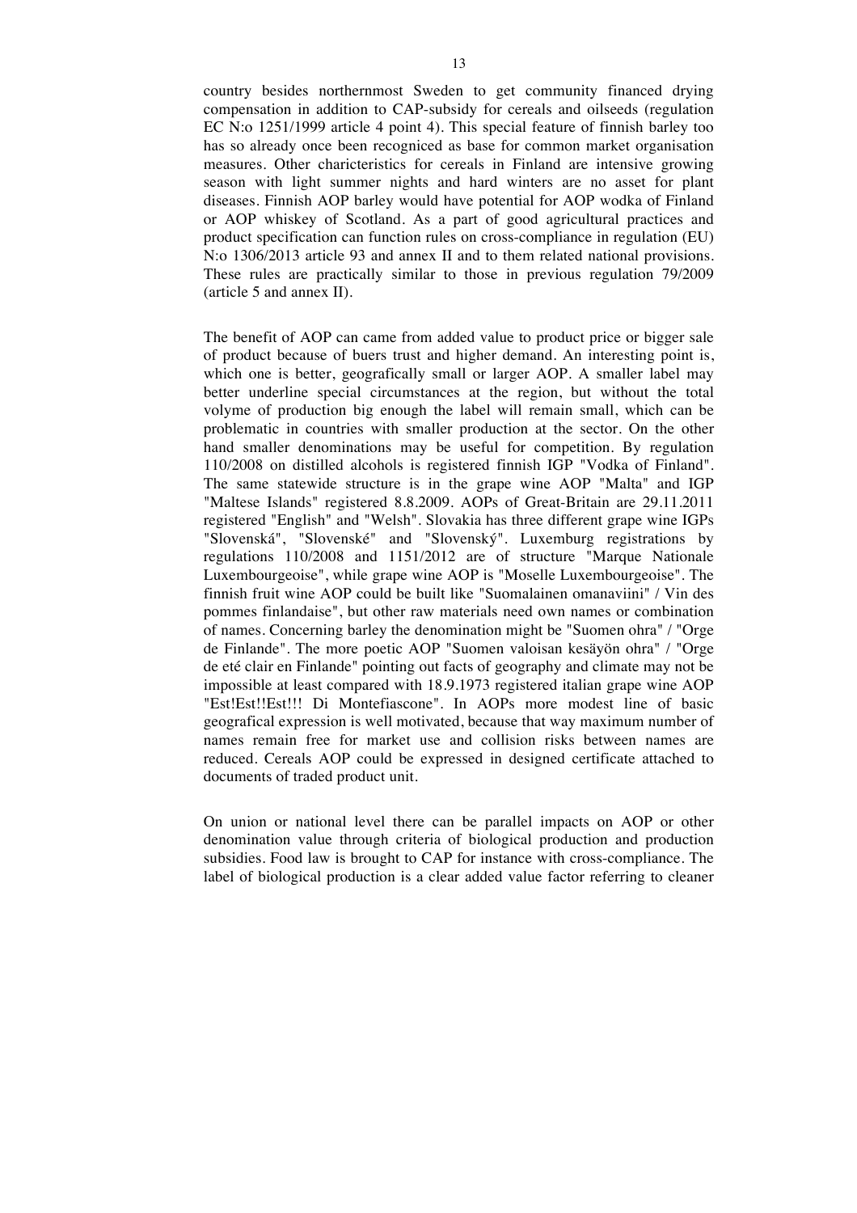country besides northernmost Sweden to get community financed drying compensation in addition to CAP-subsidy for cereals and oilseeds (regulation EC N:o 1251/1999 article 4 point 4). This special feature of finnish barley too has so already once been recogniced as base for common market organisation measures. Other charicteristics for cereals in Finland are intensive growing season with light summer nights and hard winters are no asset for plant diseases. Finnish AOP barley would have potential for AOP wodka of Finland or AOP whiskey of Scotland. As a part of good agricultural practices and product specification can function rules on cross-compliance in regulation (EU) N:o 1306/2013 article 93 and annex II and to them related national provisions. These rules are practically similar to those in previous regulation 79/2009 (article 5 and annex II).

The benefit of AOP can came from added value to product price or bigger sale of product because of buers trust and higher demand. An interesting point is, which one is better, geografically small or larger AOP. A smaller label may better underline special circumstances at the region, but without the total volyme of production big enough the label will remain small, which can be problematic in countries with smaller production at the sector. On the other hand smaller denominations may be useful for competition. By regulation 110/2008 on distilled alcohols is registered finnish IGP "Vodka of Finland". The same statewide structure is in the grape wine AOP "Malta" and IGP "Maltese Islands" registered 8.8.2009. AOPs of Great-Britain are 29.11.2011 registered "English" and "Welsh". Slovakia has three different grape wine IGPs "Slovenská", "Slovenské" and "Slovenský". Luxemburg registrations by regulations 110/2008 and 1151/2012 are of structure "Marque Nationale Luxembourgeoise", while grape wine AOP is "Moselle Luxembourgeoise". The finnish fruit wine AOP could be built like "Suomalainen omanaviini" / Vin des pommes finlandaise", but other raw materials need own names or combination of names. Concerning barley the denomination might be "Suomen ohra" / "Orge de Finlande". The more poetic AOP "Suomen valoisan kesäyön ohra" / "Orge de eté clair en Finlande" pointing out facts of geography and climate may not be impossible at least compared with 18.9.1973 registered italian grape wine AOP "Est!Est!!Est!!! Di Montefiascone". In AOPs more modest line of basic geografical expression is well motivated, because that way maximum number of names remain free for market use and collision risks between names are reduced. Cereals AOP could be expressed in designed certificate attached to documents of traded product unit.

On union or national level there can be parallel impacts on AOP or other denomination value through criteria of biological production and production subsidies. Food law is brought to CAP for instance with cross-compliance. The label of biological production is a clear added value factor referring to cleaner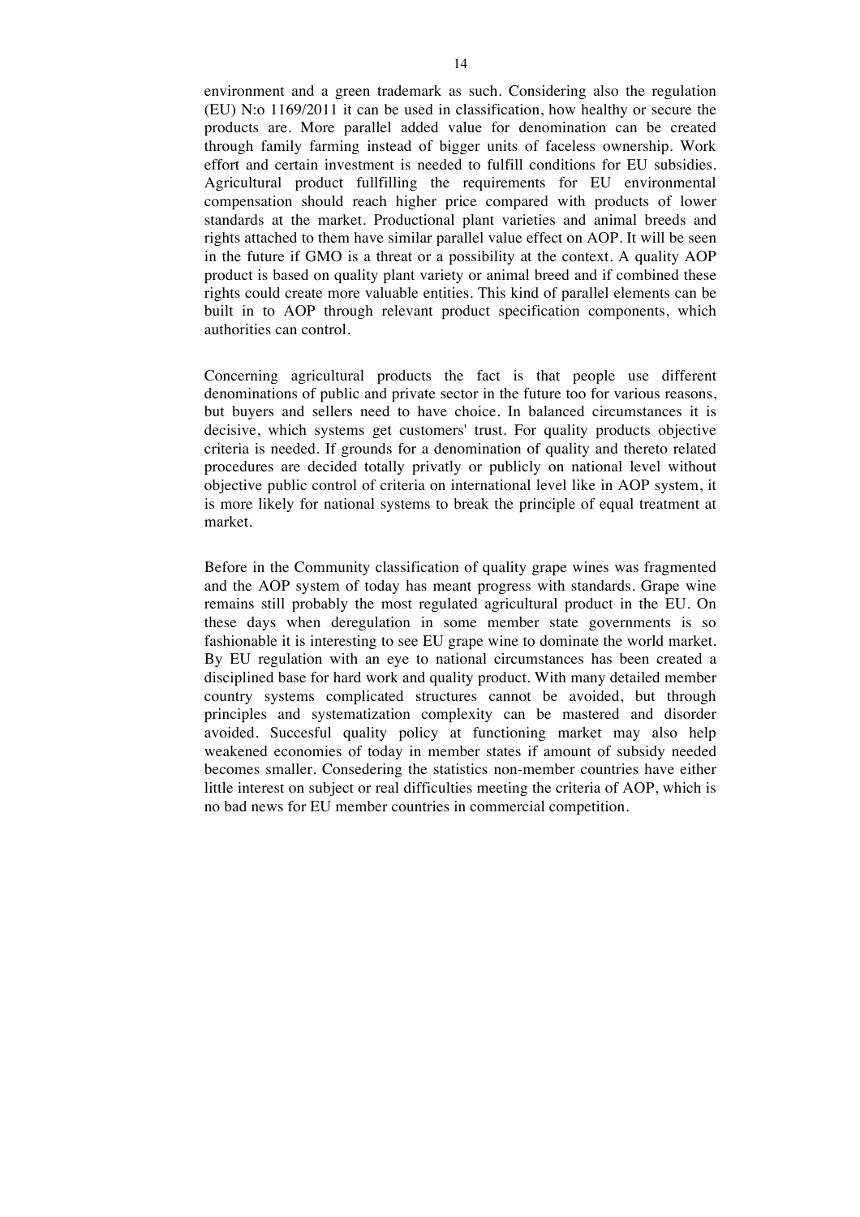environment and a green trademark as such. Considering also the regulation (EU) N:o 1169/2011 it can be used in classification, how healthy or secure the products are. More parallel added value for denomination can be created through family farming instead of bigger units of faceless ownership. Work effort and certain investment is needed to fulfill conditions for EU subsidies. Agricultural product fullfilling the requirements for EU environmental compensation should reach higher price compared with products of lower standards at the market. Productional plant varieties and animal breeds and rights attached to them have similar parallel value effect on AOP. It will be seen in the future if GMO is a threat or a possibility at the context. A quality AOP product is based on quality plant variety or animal breed and if combined these rights could create more valuable entities. This kind of parallel elements can be built in to AOP through relevant product specification components, which authorities can control.

Concerning agricultural products the fact is that people use different denominations of public and private sector in the future too for various reasons, but buyers and sellers need to have choice. In balanced circumstances it is decisive, which systems get customers' trust. For quality products objective criteria is needed. If grounds for a denomination of quality and thereto related procedures are decided totally privatly or publicly on national level without objective public control of criteria on international level like in AOP system, it is more likely for national systems to break the principle of equal treatment at market.

Before in the Community classification of quality grape wines was fragmented and the AOP system of today has meant progress with standards. Grape wine remains still probably the most regulated agricultural product in the EU. On these days when deregulation in some member state governments is so fashionable it is interesting to see EU grape wine to dominate the world market. By EU regulation with an eye to national circumstances has been created a disciplined base for hard work and quality product. With many detailed member country systems complicated structures cannot be avoided, but through principles and systematization complexity can be mastered and disorder avoided. Succesful quality policy at functioning market may also help weakened economies of today in member states if amount of subsidy needed becomes smaller. Consedering the statistics non-member countries have either little interest on subject or real difficulties meeting the criteria of AOP, which is no bad news for EU member countries in commercial competition.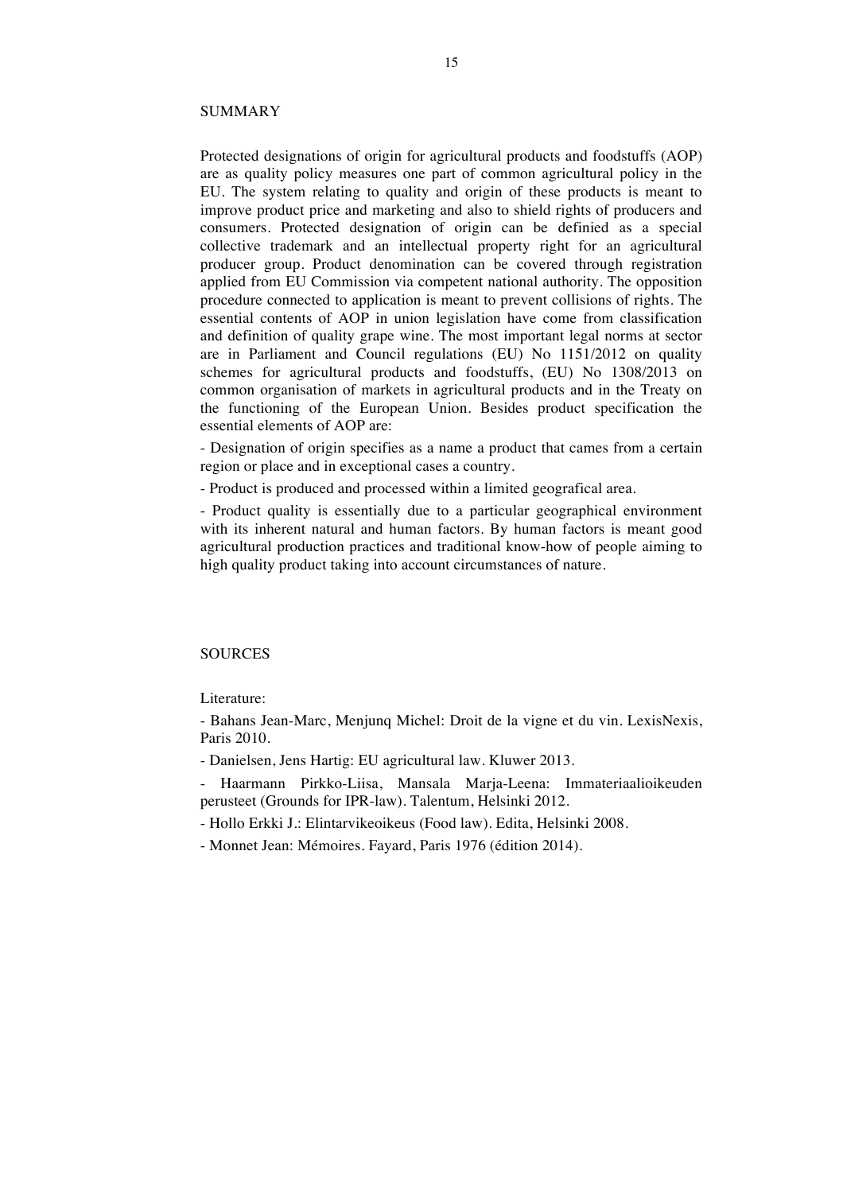## SUMMARY

Protected designations of origin for agricultural products and foodstuffs (AOP) are as quality policy measures one part of common agricultural policy in the EU. The system relating to quality and origin of these products is meant to improve product price and marketing and also to shield rights of producers and consumers. Protected designation of origin can be definied as a special collective trademark and an intellectual property right for an agricultural producer group. Product denomination can be covered through registration applied from EU Commission via competent national authority. The opposition procedure connected to application is meant to prevent collisions of rights. The essential contents of AOP in union legislation have come from classification and definition of quality grape wine. The most important legal norms at sector are in Parliament and Council regulations (EU) No 1151/2012 on quality schemes for agricultural products and foodstuffs, (EU) No 1308/2013 on common organisation of markets in agricultural products and in the Treaty on the functioning of the European Union. Besides product specification the essential elements of AOP are:

- Designation of origin specifies as a name a product that cames from a certain region or place and in exceptional cases a country.

- Product is produced and processed within a limited geografical area.

- Product quality is essentially due to a particular geographical environment with its inherent natural and human factors. By human factors is meant good agricultural production practices and traditional know-how of people aiming to high quality product taking into account circumstances of nature.

## SOURCES

Literature:

- Bahans Jean-Marc, Menjunq Michel: Droit de la vigne et du vin. LexisNexis, Paris 2010.

- Danielsen, Jens Hartig: EU agricultural law. Kluwer 2013.

- Haarmann Pirkko-Liisa, Mansala Marja-Leena: Immateriaalioikeuden perusteet (Grounds for IPR-law). Talentum, Helsinki 2012.

- Hollo Erkki J.: Elintarvikeoikeus (Food law). Edita, Helsinki 2008.

- Monnet Jean: Mémoires. Fayard, Paris 1976 (édition 2014).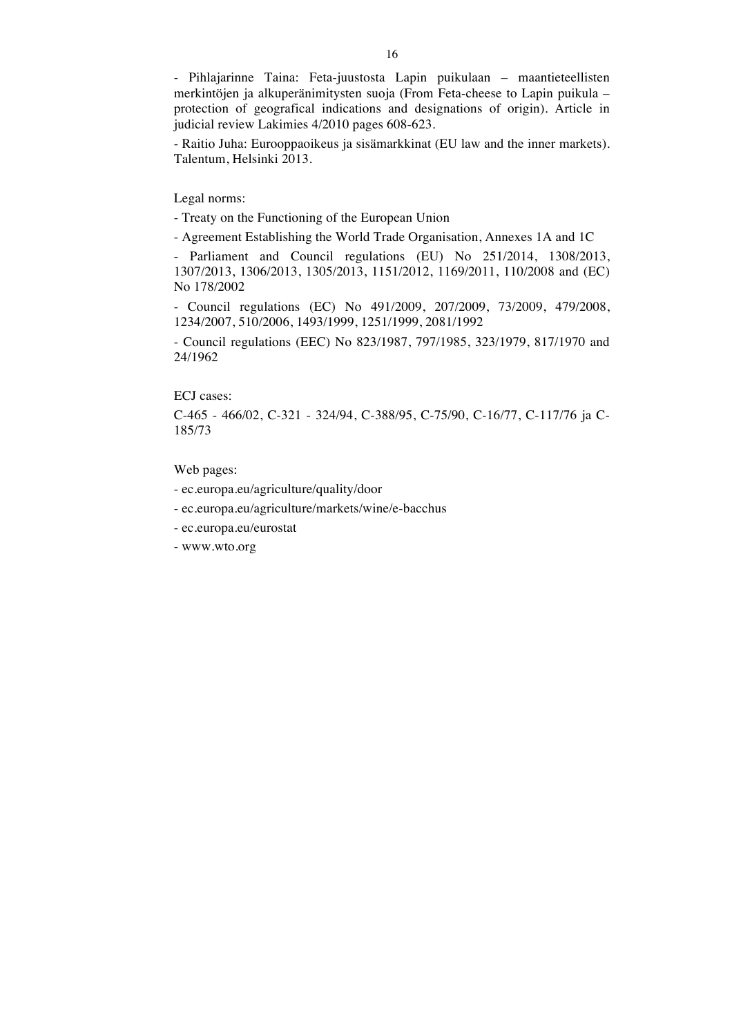- Pihlajarinne Taina: Feta-juustosta Lapin puikulaan – maantieteellisten merkintöjen ja alkuperänimitysten suoja (From Feta-cheese to Lapin puikula – protection of geografical indications and designations of origin). Article in judicial review Lakimies 4/2010 pages 608-623.

- Raitio Juha: Eurooppaoikeus ja sisämarkkinat (EU law and the inner markets). Talentum, Helsinki 2013.

Legal norms:

- Treaty on the Functioning of the European Union

- Agreement Establishing the World Trade Organisation, Annexes 1A and 1C

- Parliament and Council regulations (EU) No 251/2014, 1308/2013, 1307/2013, 1306/2013, 1305/2013, 1151/2012, 1169/2011, 110/2008 and (EC) No 178/2002

- Council regulations (EC) No 491/2009, 207/2009, 73/2009, 479/2008, 1234/2007, 510/2006, 1493/1999, 1251/1999, 2081/1992

- Council regulations (EEC) No 823/1987, 797/1985, 323/1979, 817/1970 and 24/1962

ECJ cases:

C-465 - 466/02, C-321 - 324/94, C-388/95, C-75/90, C-16/77, C-117/76 ja C-185/73

Web pages:

- ec.europa.eu/agriculture/quality/door

- ec.europa.eu/agriculture/markets/wine/e-bacchus

- ec.europa.eu/eurostat

- www.wto.org